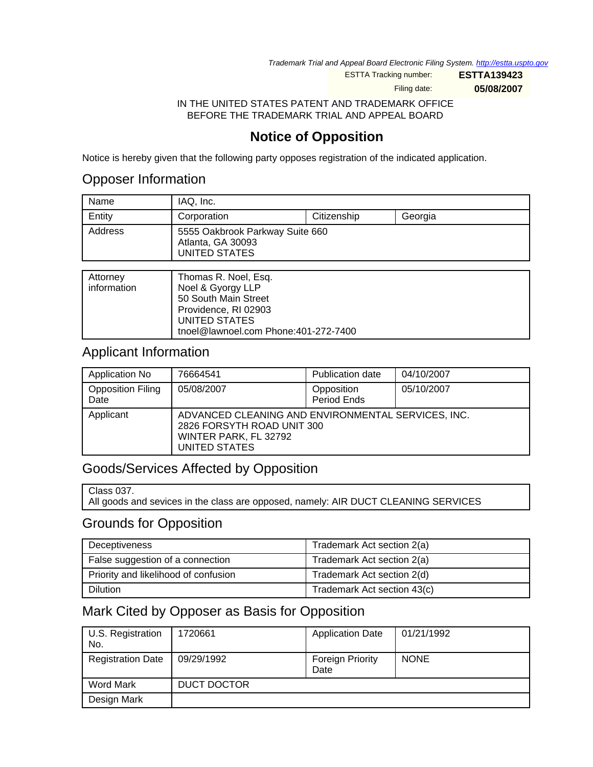*Trademark Trial and Appeal Board Electronic Filing System. http://estta.uspto.gov*

ESTTA Tracking number: **ESTTA139423**

Filing date: **05/08/2007**

IN THE UNITED STATES PATENT AND TRADEMARK OFFICE
BEFORE THE TRADEMARK TRIAL AND APPEAL BOARD

# Notice of Opposition

Notice is hereby given that the following party opposes registration of the indicated application.

## Opposer Information

| | | | |
|---|---|---|---|
| Name | IAQ, Inc. | | |
| Entity | Corporation | Citizenship | Georgia |
| Address | 5555 Oakbrook Parkway Suite 660<br>Atlanta, GA 30093<br>UNITED STATES | | |

| | |
|---|---|
| Attorney information | Thomas R. Noel, Esq.<br>Noel & Gyorgy LLP<br>50 South Main Street<br>Providence, RI 02903<br>UNITED STATES<br>tnoel@lawnoel.com Phone:401-272-7400 |

## Applicant Information

| | | | |
|---|---|---|---|
| Application No | 76664541 | Publication date | 04/10/2007 |
| Opposition Filing Date | 05/08/2007 | Opposition Period Ends | 05/10/2007 |
| Applicant | ADVANCED CLEANING AND ENVIRONMENTAL SERVICES, INC.<br>2826 FORSYTH ROAD UNIT 300<br>WINTER PARK, FL 32792<br>UNITED STATES | | |

## Goods/Services Affected by Opposition

| |
|---|
| Class 037.<br>All goods and sevices in the class are opposed, namely: AIR DUCT CLEANING SERVICES |

## Grounds for Opposition

| | |
|---|---|
| Deceptiveness | Trademark Act section 2(a) |
| False suggestion of a connection | Trademark Act section 2(a) |
| Priority and likelihood of confusion | Trademark Act section 2(d) |
| Dilution | Trademark Act section 43(c) |

## Mark Cited by Opposer as Basis for Opposition

| | | | |
|---|---|---|---|
| U.S. Registration No. | 1720661 | Application Date | 01/21/1992 |
| Registration Date | 09/29/1992 | Foreign Priority Date | NONE |
| Word Mark | DUCT DOCTOR | | |
| Design Mark | | | |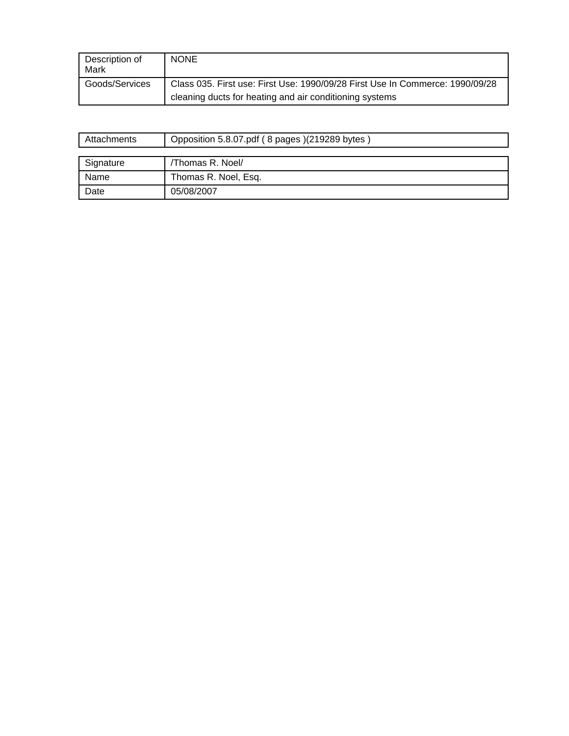| Description of Mark | NONE |
| --- | --- |
| Goods/Services | Class 035. First use: First Use: 1990/09/28 First Use In Commerce: 1990/09/28 cleaning ducts for heating and air conditioning systems |

| Attachments | Opposition 5.8.07.pdf ( 8 pages )(219289 bytes ) |
| --- | --- |

| Signature | /Thomas R. Noel/ |
| --- | --- |
| Name | Thomas R. Noel, Esq. |
| Date | 05/08/2007 |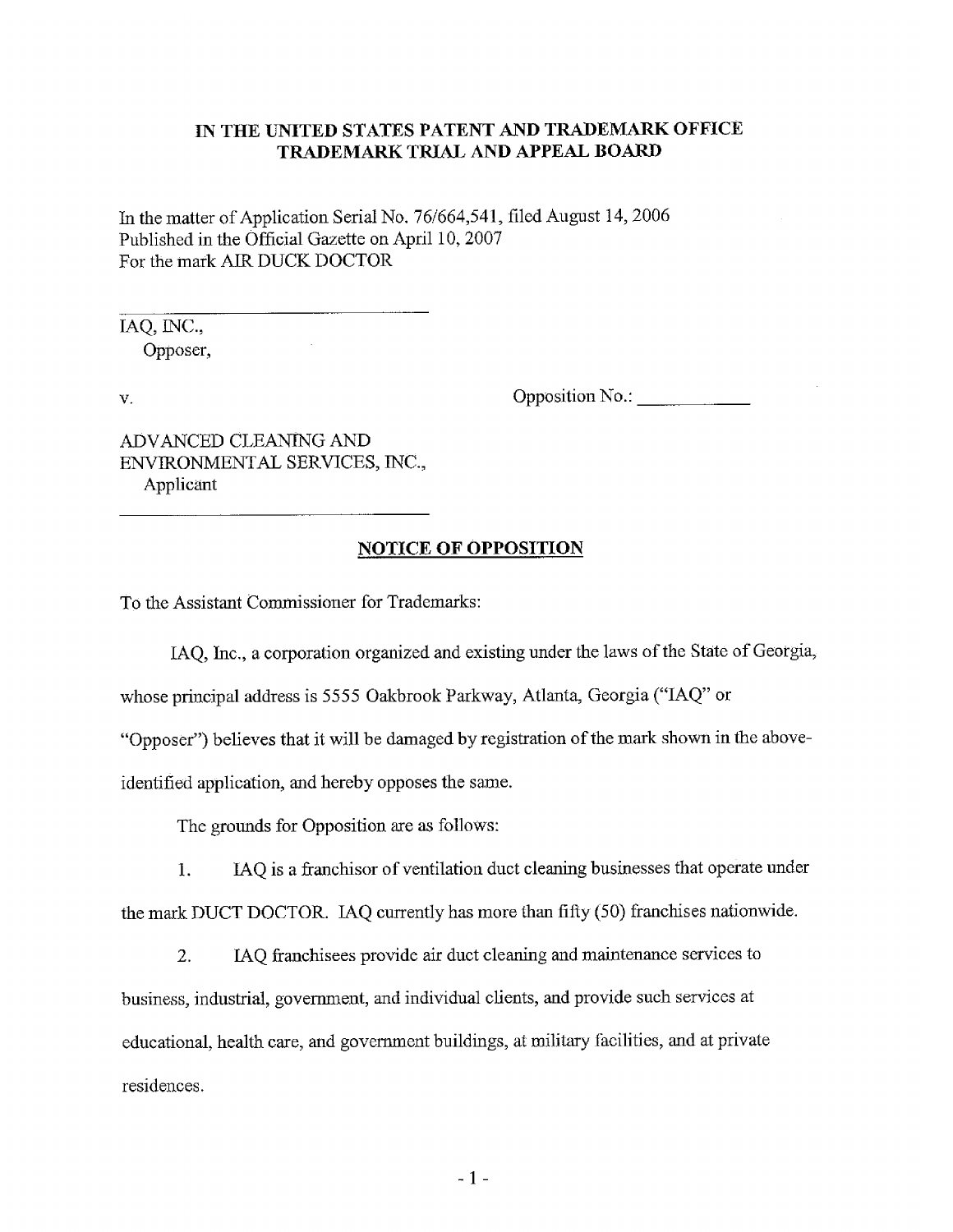**IN THE UNITED STATES PATENT AND TRADEMARK OFFICE**
**TRADEMARK TRIAL AND APPEAL BOARD**

In the matter of Application Serial No. 76/664,541, filed August 14, 2006
Published in the Official Gazette on April 10, 2007
For the mark AIR DUCK DOCTOR

IAQ, INC.,
Opposer,

v. Opposition No.: ___________

ADVANCED CLEANING AND
ENVIRONMENTAL SERVICES, INC.,
Applicant

**NOTICE OF OPPOSITION**

To the Assistant Commissioner for Trademarks:

IAQ, Inc., a corporation organized and existing under the laws of the State of Georgia, whose principal address is 5555 Oakbrook Parkway, Atlanta, Georgia ("IAQ" or "Opposer") believes that it will be damaged by registration of the mark shown in the above-identified application, and hereby opposes the same.

The grounds for Opposition are as follows:

1. IAQ is a franchisor of ventilation duct cleaning businesses that operate under the mark DUCT DOCTOR. IAQ currently has more than fifty (50) franchises nationwide.

2. IAQ franchisees provide air duct cleaning and maintenance services to business, industrial, government, and individual clients, and provide such services at educational, health care, and government buildings, at military facilities, and at private residences.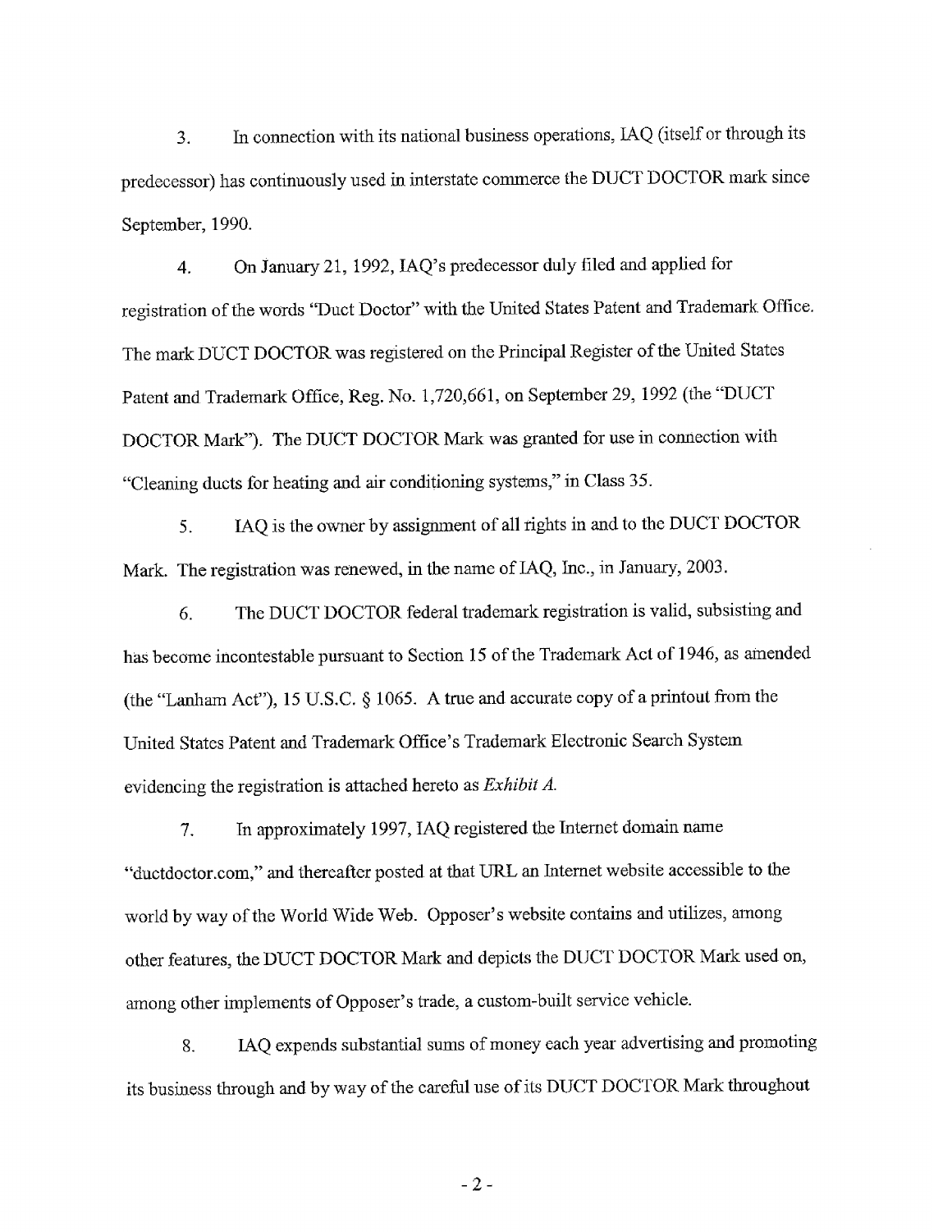3. In connection with its national business operations, IAQ (itself or through its predecessor) has continuously used in interstate commerce the DUCT DOCTOR mark since September, 1990.

4. On January 21, 1992, IAQ's predecessor duly filed and applied for registration of the words "Duct Doctor" with the United States Patent and Trademark Office. The mark DUCT DOCTOR was registered on the Principal Register of the United States Patent and Trademark Office, Reg. No. 1,720,661, on September 29, 1992 (the "DUCT DOCTOR Mark"). The DUCT DOCTOR Mark was granted for use in connection with "Cleaning ducts for heating and air conditioning systems," in Class 35.

5. IAQ is the owner by assignment of all rights in and to the DUCT DOCTOR Mark. The registration was renewed, in the name of IAQ, Inc., in January, 2003.

6. The DUCT DOCTOR federal trademark registration is valid, subsisting and has become incontestable pursuant to Section 15 of the Trademark Act of 1946, as amended (the "Lanham Act"), 15 U.S.C. § 1065. A true and accurate copy of a printout from the United States Patent and Trademark Office's Trademark Electronic Search System evidencing the registration is attached hereto as *Exhibit A.*

7. In approximately 1997, IAQ registered the Internet domain name "ductdoctor.com," and thereafter posted at that URL an Internet website accessible to the world by way of the World Wide Web. Opposer's website contains and utilizes, among other features, the DUCT DOCTOR Mark and depicts the DUCT DOCTOR Mark used on, among other implements of Opposer's trade, a custom-built service vehicle.

8. IAQ expends substantial sums of money each year advertising and promoting its business through and by way of the careful use of its DUCT DOCTOR Mark throughout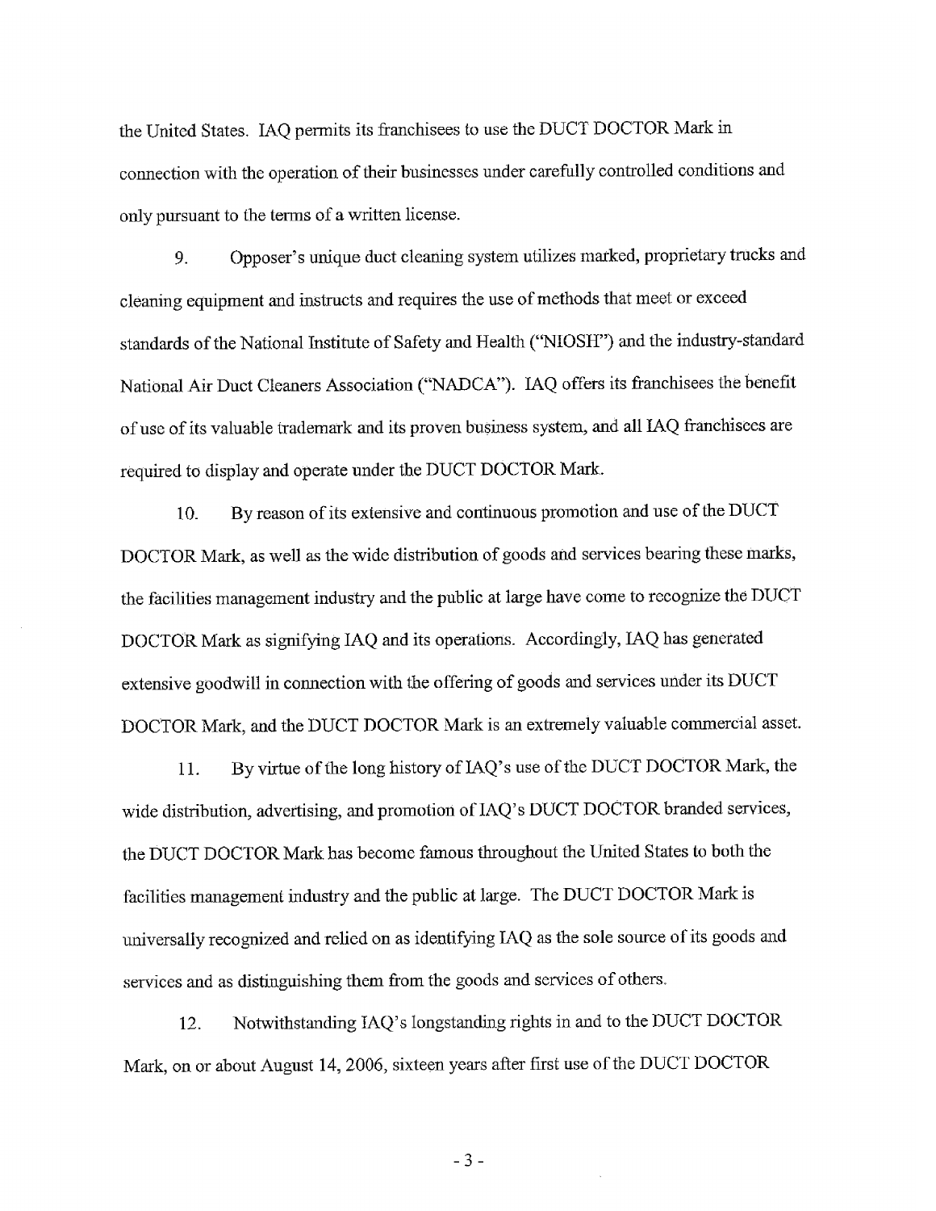the United States. IAQ permits its franchisees to use the DUCT DOCTOR Mark in connection with the operation of their businesses under carefully controlled conditions and only pursuant to the terms of a written license.

9. Opposer's unique duct cleaning system utilizes marked, proprietary trucks and cleaning equipment and instructs and requires the use of methods that meet or exceed standards of the National Institute of Safety and Health ("NIOSH") and the industry-standard National Air Duct Cleaners Association ("NADCA"). IAQ offers its franchisees the benefit of use of its valuable trademark and its proven business system, and all IAQ franchisees are required to display and operate under the DUCT DOCTOR Mark.

10. By reason of its extensive and continuous promotion and use of the DUCT DOCTOR Mark, as well as the wide distribution of goods and services bearing these marks, the facilities management industry and the public at large have come to recognize the DUCT DOCTOR Mark as signifying IAQ and its operations. Accordingly, IAQ has generated extensive goodwill in connection with the offering of goods and services under its DUCT DOCTOR Mark, and the DUCT DOCTOR Mark is an extremely valuable commercial asset.

11. By virtue of the long history of IAQ's use of the DUCT DOCTOR Mark, the wide distribution, advertising, and promotion of IAQ's DUCT DOCTOR branded services, the DUCT DOCTOR Mark has become famous throughout the United States to both the facilities management industry and the public at large. The DUCT DOCTOR Mark is universally recognized and relied on as identifying IAQ as the sole source of its goods and services and as distinguishing them from the goods and services of others.

12. Notwithstanding IAQ's longstanding rights in and to the DUCT DOCTOR Mark, on or about August 14, 2006, sixteen years after first use of the DUCT DOCTOR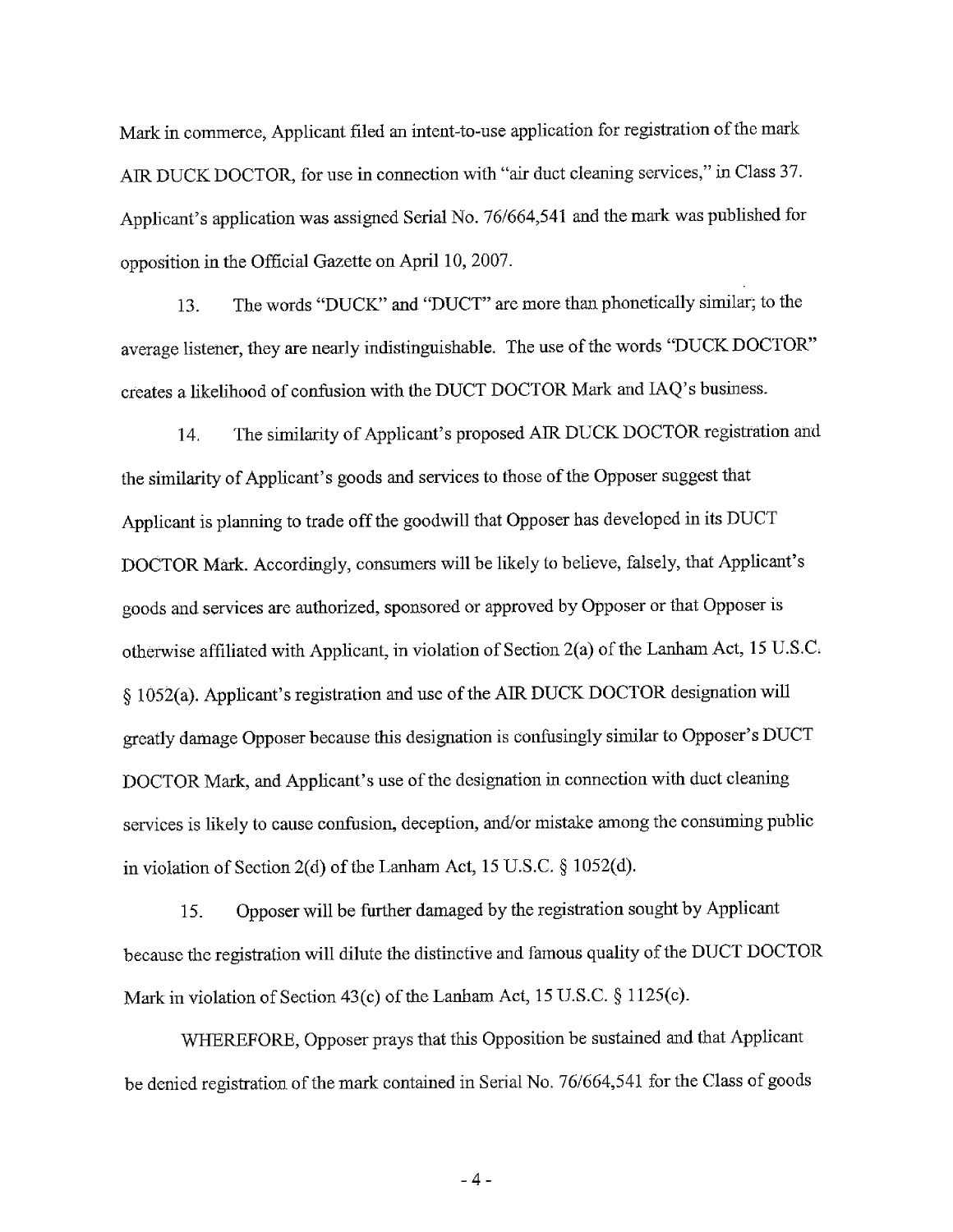Mark in commerce, Applicant filed an intent-to-use application for registration of the mark AIR DUCK DOCTOR, for use in connection with "air duct cleaning services," in Class 37. Applicant's application was assigned Serial No. 76/664,541 and the mark was published for opposition in the Official Gazette on April 10, 2007.

13. The words "DUCK" and "DUCT" are more than phonetically similar; to the average listener, they are nearly indistinguishable. The use of the words "DUCK DOCTOR" creates a likelihood of confusion with the DUCT DOCTOR Mark and IAQ's business.

14. The similarity of Applicant's proposed AIR DUCK DOCTOR registration and the similarity of Applicant's goods and services to those of the Opposer suggest that Applicant is planning to trade off the goodwill that Opposer has developed in its DUCT DOCTOR Mark. Accordingly, consumers will be likely to believe, falsely, that Applicant's goods and services are authorized, sponsored or approved by Opposer or that Opposer is otherwise affiliated with Applicant, in violation of Section 2(a) of the Lanham Act, 15 U.S.C. § 1052(a). Applicant's registration and use of the AIR DUCK DOCTOR designation will greatly damage Opposer because this designation is confusingly similar to Opposer's DUCT DOCTOR Mark, and Applicant's use of the designation in connection with duct cleaning services is likely to cause confusion, deception, and/or mistake among the consuming public in violation of Section 2(d) of the Lanham Act, 15 U.S.C. § 1052(d).

15. Opposer will be further damaged by the registration sought by Applicant because the registration will dilute the distinctive and famous quality of the DUCT DOCTOR Mark in violation of Section 43(c) of the Lanham Act, 15 U.S.C. § 1125(c).

WHEREFORE, Opposer prays that this Opposition be sustained and that Applicant be denied registration of the mark contained in Serial No. 76/664,541 for the Class of goods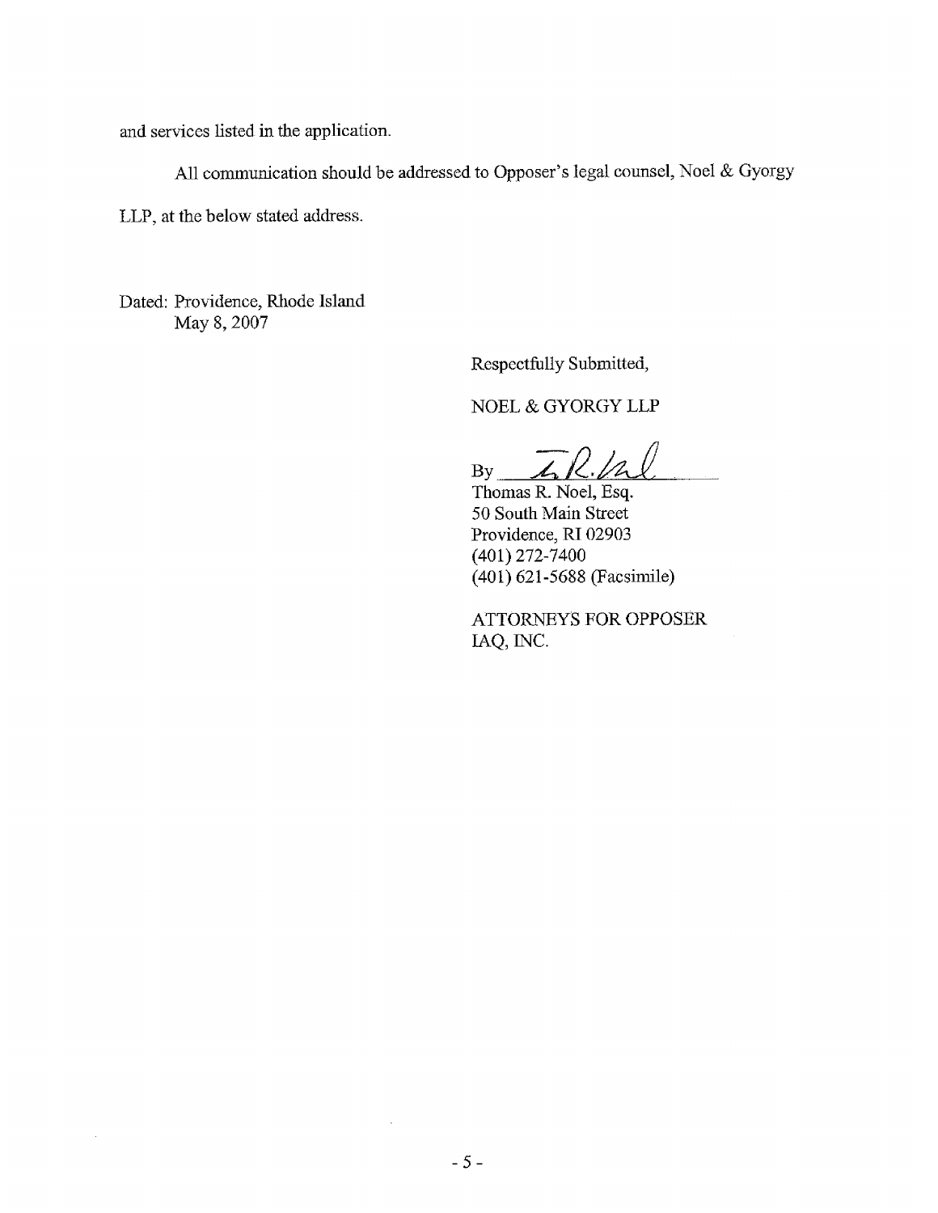and services listed in the application.

All communication should be addressed to Opposer's legal counsel, Noel & Gyorgy LLP, at the below stated address.

Dated: Providence, Rhode Island
May 8, 2007

Respectfully Submitted,

NOEL & GYORGY LLP

By [signature]

Thomas R. Noel, Esq.
50 South Main Street
Providence, RI 02903
(401) 272-7400
(401) 621-5688 (Facsimile)

ATTORNEYS FOR OPPOSER
IAQ, INC.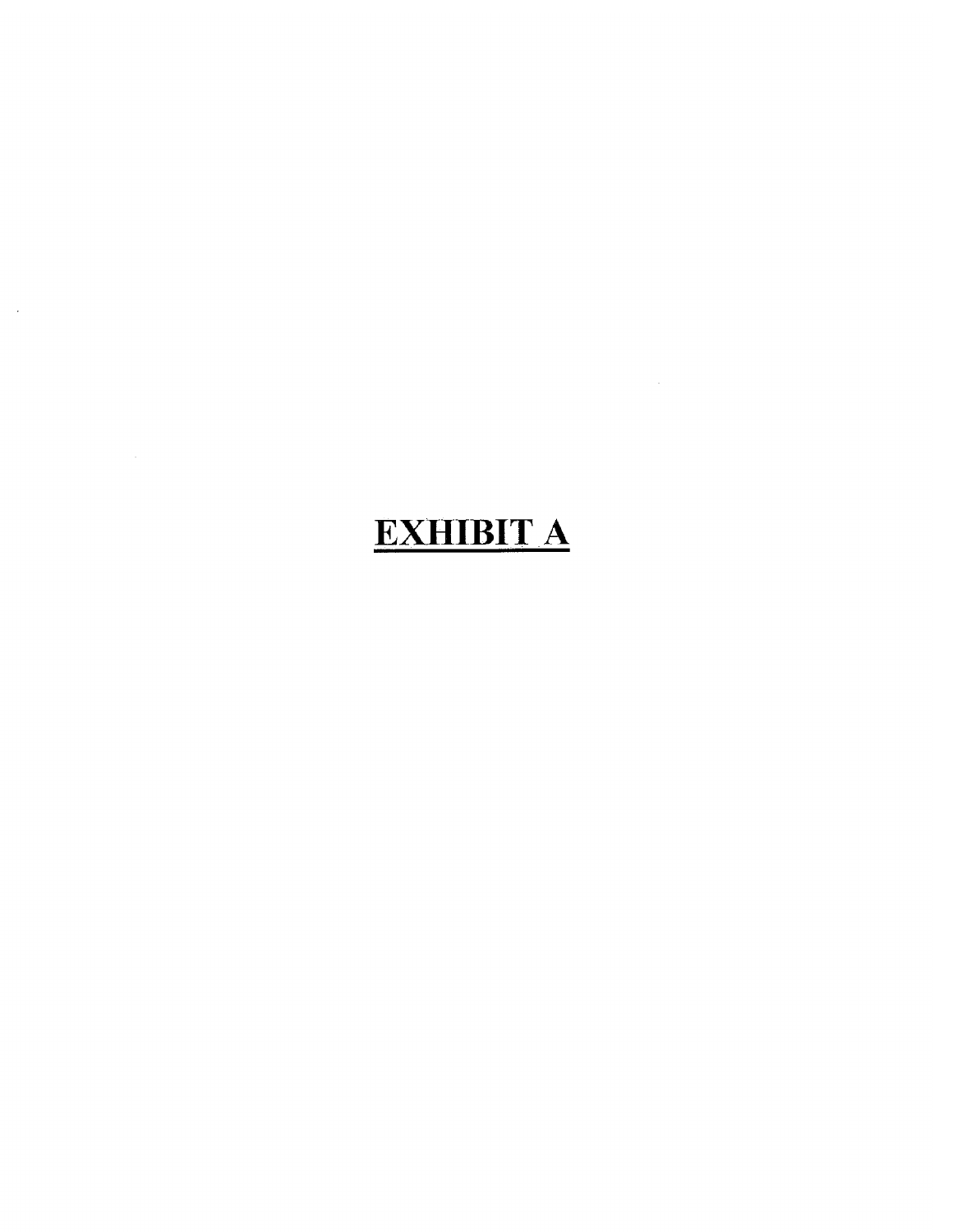# **EXHIBIT A**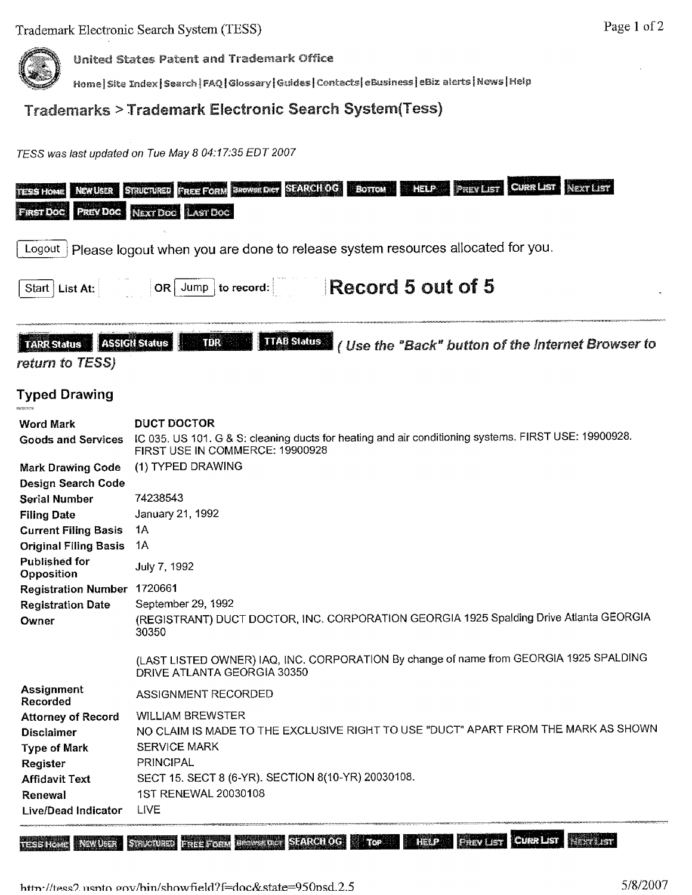United States Patent and Trademark Office

Home | Site Index | Search | FAQ | Glossary | Guides | Contacts | eBusiness | eBiz alerts | News | Help

## Trademarks > Trademark Electronic Search System(Tess)

*TESS was last updated on Tue May 8 04:17:35 EDT 2007*

TESS HOME | NEW USER | STRUCTURED | FREE FORM | BROWSE DICT | SEARCH OG | BOTTOM | HELP | PREV LIST | CURR LIST | NEXT LIST | FIRST DOC | PREV DOC | NEXT DOC | LAST DOC

Logout Please logout when you are done to release system resources allocated for you.

Start List At: OR Jump to record: **Record 5 out of 5**

TARR Status | ASSIGN Status | TDR | TTAB Status *( Use the "Back" button of the Internet Browser to return to TESS)*

### Typed Drawing

| | |
|---|---|
| **Word Mark** | **DUCT DOCTOR** |
| **Goods and Services** | IC 035. US 101. G & S: cleaning ducts for heating and air conditioning systems. FIRST USE: 19900928. FIRST USE IN COMMERCE: 19900928 |
| **Mark Drawing Code** | (1) TYPED DRAWING |
| **Design Search Code** | |
| **Serial Number** | 74238543 |
| **Filing Date** | January 21, 1992 |
| **Current Filing Basis** | 1A |
| **Original Filing Basis** | 1A |
| **Published for Opposition** | July 7, 1992 |
| **Registration Number** | 1720661 |
| **Registration Date** | September 29, 1992 |
| **Owner** | (REGISTRANT) DUCT DOCTOR, INC. CORPORATION GEORGIA 1925 Spalding Drive Atlanta GEORGIA 30350<br><br>(LAST LISTED OWNER) IAQ, INC. CORPORATION By change of name from GEORGIA 1925 SPALDING DRIVE ATLANTA GEORGIA 30350 |
| **Assignment Recorded** | ASSIGNMENT RECORDED |
| **Attorney of Record** | WILLIAM BREWSTER |
| **Disclaimer** | NO CLAIM IS MADE TO THE EXCLUSIVE RIGHT TO USE "DUCT" APART FROM THE MARK AS SHOWN |
| **Type of Mark** | SERVICE MARK |
| **Register** | PRINCIPAL |
| **Affidavit Text** | SECT 15. SECT 8 (6-YR). SECTION 8(10-YR) 20030108. |
| **Renewal** | 1ST RENEWAL 20030108 |
| **Live/Dead Indicator** | LIVE |

TESS HOME | NEW USER | STRUCTURED | FREE FORM | BROWSE DICT | SEARCH OG | TOP | HELP | PREV LIST | CURR LIST | NEXT LIST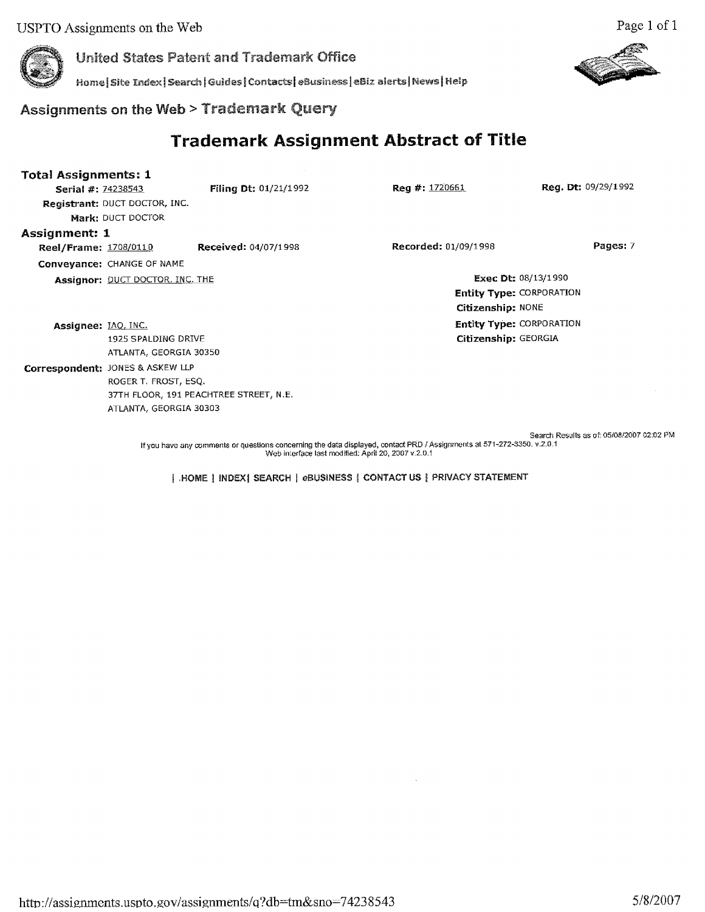United States Patent and Trademark Office

Home | Site Index | Search | Guides | Contacts | eBusiness | eBiz alerts | News | Help

## Assignments on the Web > Trademark Query

# Trademark Assignment Abstract of Title

**Total Assignments: 1**

| | | | |
|---|---|---|---|
| **Serial #:** 74238543 | **Filing Dt:** 01/21/1992 | **Reg #:** 1720661 | **Reg. Dt:** 09/29/1992 |

**Registrant:** DUCT DOCTOR, INC.

**Mark:** DUCT DOCTOR

**Assignment: 1**

| | | | |
|---|---|---|---|
| **Reel/Frame:** 1708/0110 | **Received:** 04/07/1998 | **Recorded:** 01/09/1998 | **Pages:** 7 |

**Conveyance:** CHANGE OF NAME

**Assignor:** DUCT DOCTOR, INC. THE
**Exec Dt:** 08/13/1990
**Entity Type:** CORPORATION
**Citizenship:** NONE

**Assignee:** IAQ, INC.
1925 SPALDING DRIVE
ATLANTA, GEORGIA 30350
**Entity Type:** CORPORATION
**Citizenship:** GEORGIA

**Correspondent:** JONES & ASKEW LLP
ROGER T. FROST, ESQ.
37TH FLOOR, 191 PEACHTREE STREET, N.E.
ATLANTA, GEORGIA 30303

Search Results as of: 05/08/2007 02:02 PM

If you have any comments or questions concerning the data displayed, contact PRD / Assignments at 571-272-3350. v.2.0.1
Web interface last modified: April 20, 2007 v.2.0.1

| .HOME | INDEX| SEARCH | eBUSINESS | CONTACT US | PRIVACY STATEMENT